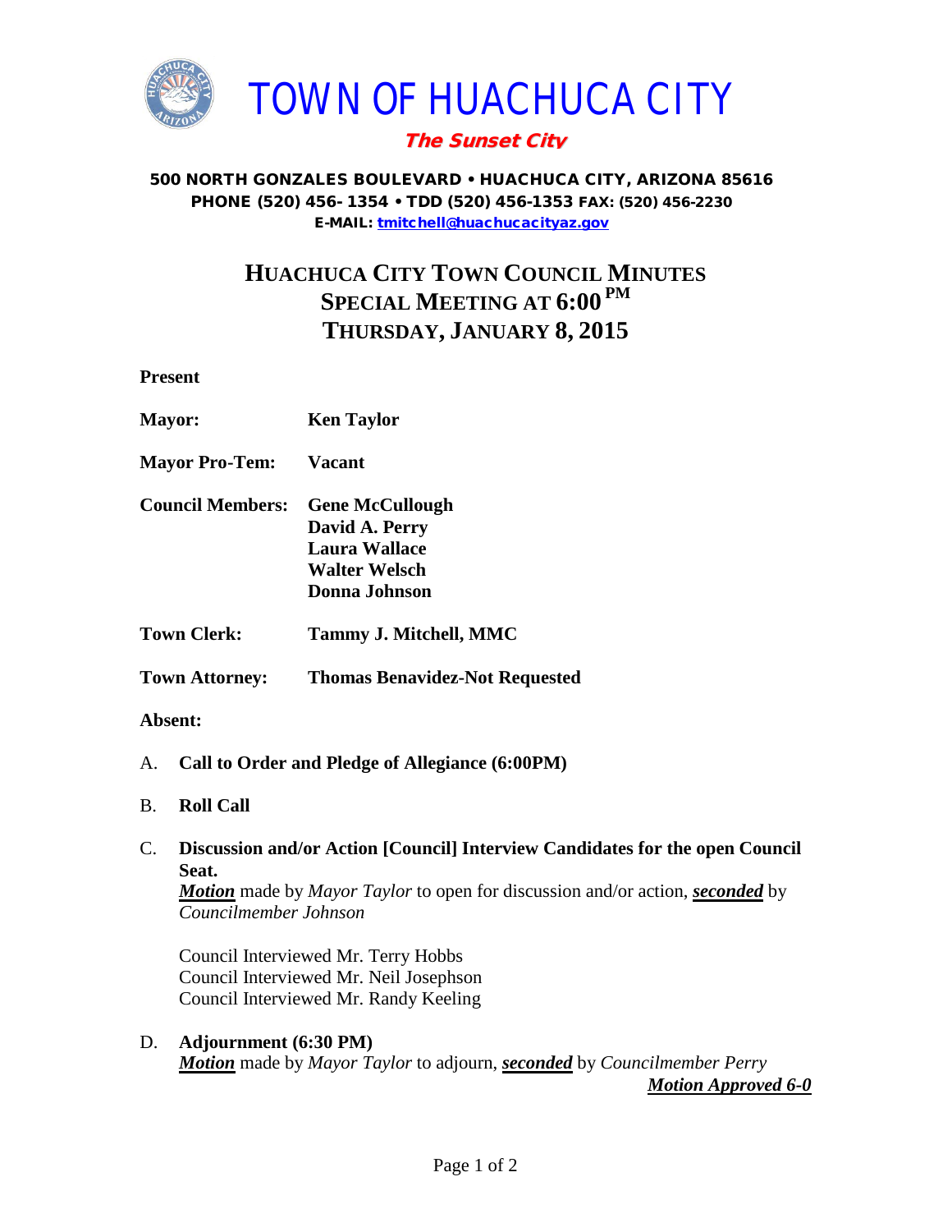# TOWN OF HUACHUCA CITY

***The Sunset City***

**500 NORTH GONZALES BOULEVARD • HUACHUCA CITY, ARIZONA 85616**
**PHONE (520) 456- 1354 • TDD (520) 456-1353 FAX: (520) 456-2230**
**E-MAIL: tmitchell@huachucacityaz.gov**

## HUACHUCA CITY TOWN COUNCIL MINUTES
## SPECIAL MEETING AT 6:00 PM
## THURSDAY, JANUARY 8, 2015

**Present**

**Mayor:** **Ken Taylor**

**Mayor Pro-Tem:** **Vacant**

**Council Members:** **Gene McCullough**
**David A. Perry**
**Laura Wallace**
**Walter Welsch**
**Donna Johnson**

**Town Clerk:** **Tammy J. Mitchell, MMC**

**Town Attorney:** **Thomas Benavidez-Not Requested**

**Absent:**

A. **Call to Order and Pledge of Allegiance (6:00PM)**

B. **Roll Call**

C. **Discussion and/or Action [Council] Interview Candidates for the open Council Seat.**
***Motion*** made by *Mayor Taylor* to open for discussion and/or action, ***seconded*** by *Councilmember Johnson*

Council Interviewed Mr. Terry Hobbs
Council Interviewed Mr. Neil Josephson
Council Interviewed Mr. Randy Keeling

D. **Adjournment (6:30 PM)**
***Motion*** made by *Mayor Taylor* to adjourn, ***seconded*** by *Councilmember Perry*
***Motion Approved 6-0***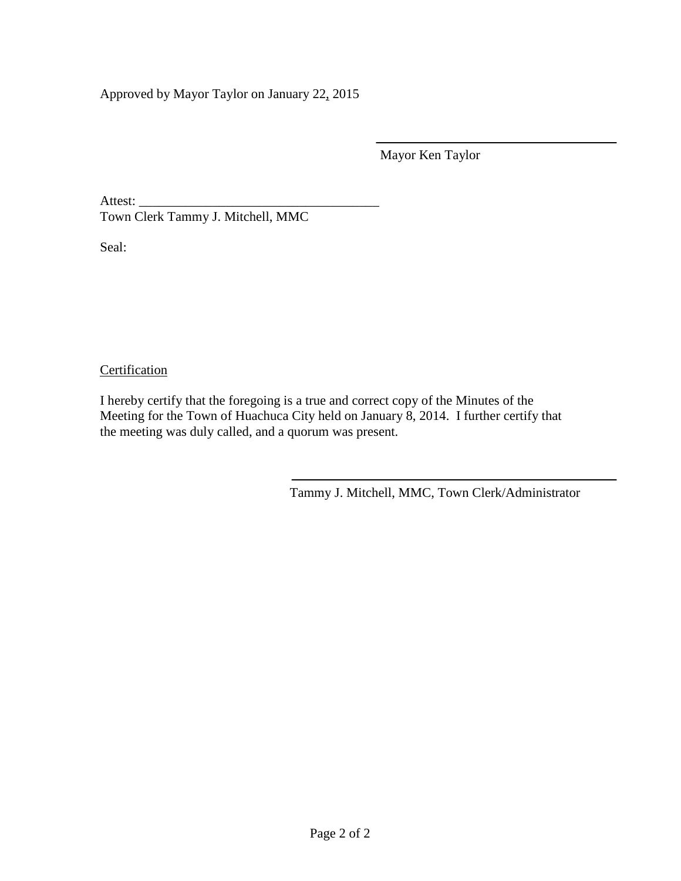Approved by Mayor Taylor on January 22, 2015

\_\_\_\_\_\_\_\_\_\_\_\_\_\_\_\_\_\_\_\_\_\_\_\_\_\_\_\_\_\_\_\_\_\_\_\_

Mayor Ken Taylor

Attest: \_\_\_\_\_\_\_\_\_\_\_\_\_\_\_\_\_\_\_\_\_\_\_\_\_\_\_\_\_\_\_\_\_\_\_\_\_\_

Town Clerk Tammy J. Mitchell, MMC

Seal:

<u>Certification</u>

I hereby certify that the foregoing is a true and correct copy of the Minutes of the Meeting for the Town of Huachuca City held on January 8, 2014. I further certify that the meeting was duly called, and a quorum was present.

\_\_\_\_\_\_\_\_\_\_\_\_\_\_\_\_\_\_\_\_\_\_\_\_\_\_\_\_\_\_\_\_\_\_\_\_\_\_\_\_\_\_\_\_

Tammy J. Mitchell, MMC, Town Clerk/Administrator